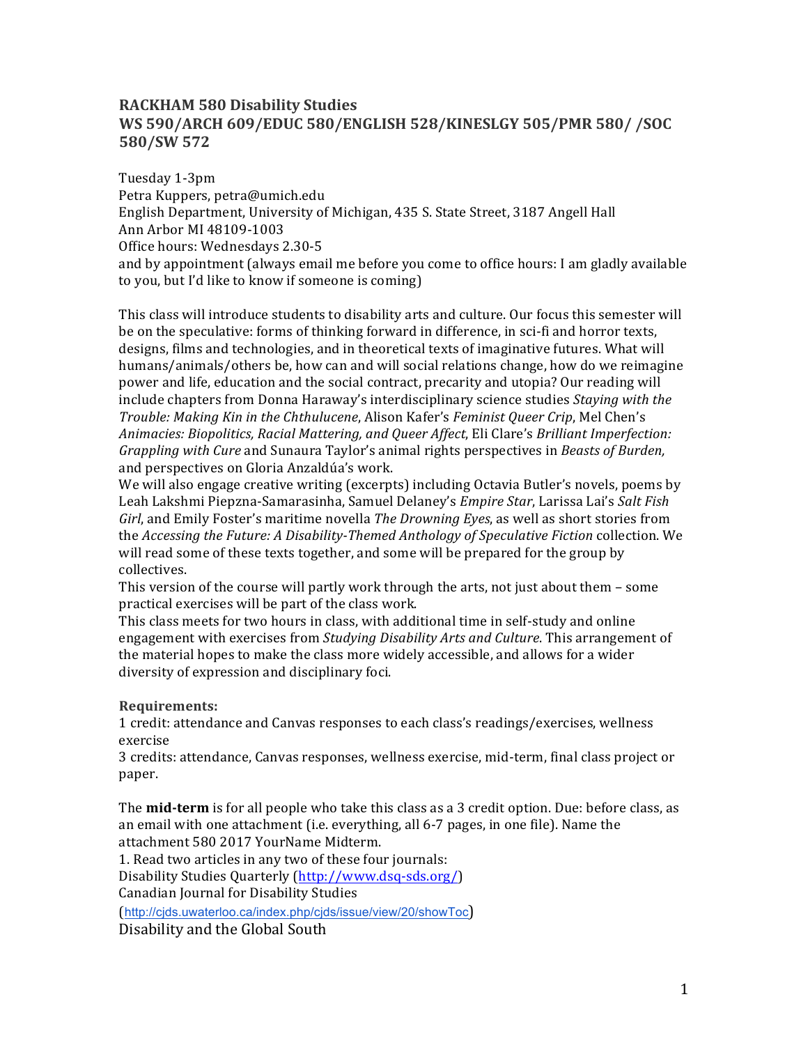## RACKHAM 580 Disability Studies
## WS 590/ARCH 609/EDUC 580/ENGLISH 528/KINESLGY 505/PMR 580/ /SOC 580/SW 572

Tuesday 1-3pm
Petra Kuppers, petra@umich.edu
English Department, University of Michigan, 435 S. State Street, 3187 Angell Hall
Ann Arbor MI 48109-1003
Office hours: Wednesdays 2.30-5
and by appointment (always email me before you come to office hours: I am gladly available to you, but I'd like to know if someone is coming)

This class will introduce students to disability arts and culture. Our focus this semester will be on the speculative: forms of thinking forward in difference, in sci-fi and horror texts, designs, films and technologies, and in theoretical texts of imaginative futures. What will humans/animals/others be, how can and will social relations change, how do we reimagine power and life, education and the social contract, precarity and utopia? Our reading will include chapters from Donna Haraway's interdisciplinary science studies *Staying with the Trouble: Making Kin in the Chthulucene*, Alison Kafer's *Feminist Queer Crip*, Mel Chen's *Animacies: Biopolitics, Racial Mattering, and Queer Affect*, Eli Clare's *Brilliant Imperfection: Grappling with Cure* and Sunaura Taylor's animal rights perspectives in *Beasts of Burden,* and perspectives on Gloria Anzaldúa's work.
We will also engage creative writing (excerpts) including Octavia Butler's novels, poems by Leah Lakshmi Piepzna-Samarasinha, Samuel Delaney's *Empire Star*, Larissa Lai's *Salt Fish Girl*, and Emily Foster's maritime novella *The Drowning Eyes*, as well as short stories from the *Accessing the Future: A Disability-Themed Anthology of Speculative Fiction* collection. We will read some of these texts together, and some will be prepared for the group by collectives.
This version of the course will partly work through the arts, not just about them – some practical exercises will be part of the class work.
This class meets for two hours in class, with additional time in self-study and online engagement with exercises from *Studying Disability Arts and Culture*. This arrangement of the material hopes to make the class more widely accessible, and allows for a wider diversity of expression and disciplinary foci.

**Requirements:**
1 credit: attendance and Canvas responses to each class's readings/exercises, wellness exercise
3 credits: attendance, Canvas responses, wellness exercise, mid-term, final class project or paper.

The **mid-term** is for all people who take this class as a 3 credit option. Due: before class, as an email with one attachment (i.e. everything, all 6-7 pages, in one file). Name the attachment 580 2017 YourName Midterm.
1. Read two articles in any two of these four journals:
Disability Studies Quarterly (http://www.dsq-sds.org/)
Canadian Journal for Disability Studies
(http://cjds.uwaterloo.ca/index.php/cjds/issue/view/20/showToc)
Disability and the Global South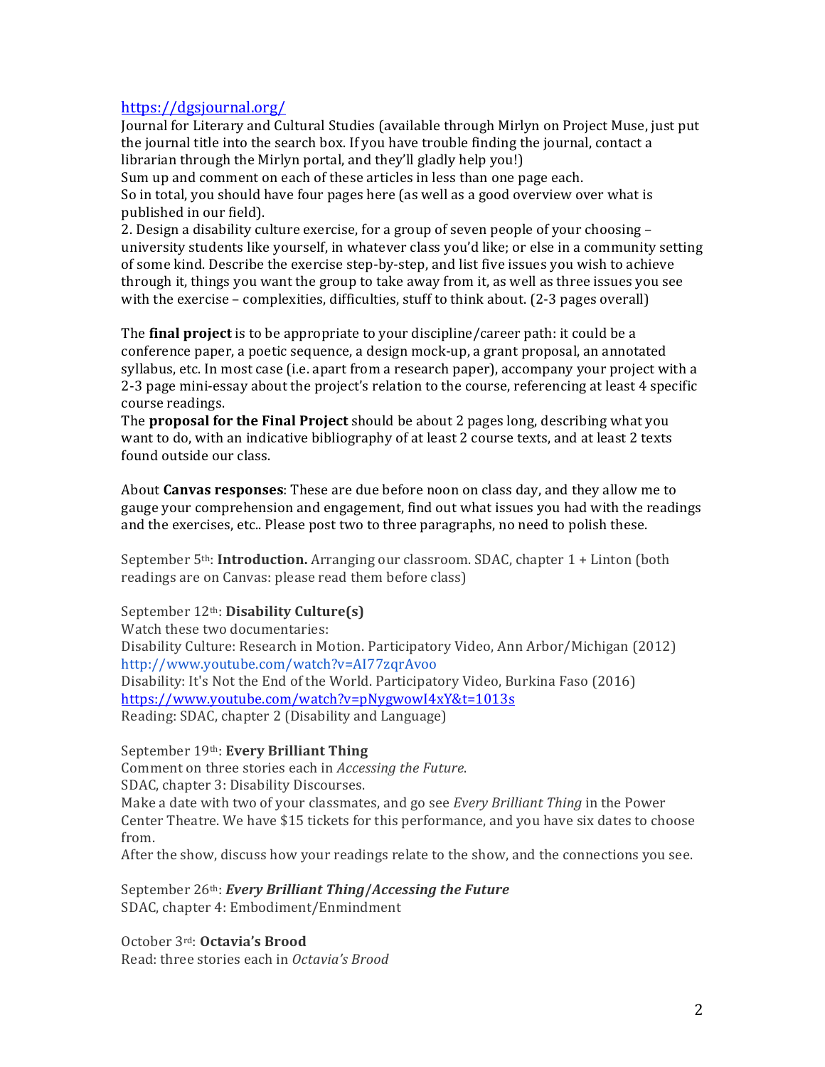https://dgsjournal.org/

Journal for Literary and Cultural Studies (available through Mirlyn on Project Muse, just put the journal title into the search box. If you have trouble finding the journal, contact a librarian through the Mirlyn portal, and they'll gladly help you!)

Sum up and comment on each of these articles in less than one page each.

So in total, you should have four pages here (as well as a good overview over what is published in our field).

2. Design a disability culture exercise, for a group of seven people of your choosing – university students like yourself, in whatever class you'd like; or else in a community setting of some kind. Describe the exercise step-by-step, and list five issues you wish to achieve through it, things you want the group to take away from it, as well as three issues you see with the exercise – complexities, difficulties, stuff to think about. (2-3 pages overall)

The **final project** is to be appropriate to your discipline/career path: it could be a conference paper, a poetic sequence, a design mock-up, a grant proposal, an annotated syllabus, etc. In most case (i.e. apart from a research paper), accompany your project with a 2-3 page mini-essay about the project's relation to the course, referencing at least 4 specific course readings.

The **proposal for the Final Project** should be about 2 pages long, describing what you want to do, with an indicative bibliography of at least 2 course texts, and at least 2 texts found outside our class.

About **Canvas responses**: These are due before noon on class day, and they allow me to gauge your comprehension and engagement, find out what issues you had with the readings and the exercises, etc.. Please post two to three paragraphs, no need to polish these.

September 5th: **Introduction.** Arranging our classroom. SDAC, chapter 1 + Linton (both readings are on Canvas: please read them before class)

September 12th: **Disability Culture(s)**
Watch these two documentaries:
Disability Culture: Research in Motion. Participatory Video, Ann Arbor/Michigan (2012)
http://www.youtube.com/watch?v=AI77zqrAvoo
Disability: It's Not the End of the World. Participatory Video, Burkina Faso (2016)
https://www.youtube.com/watch?v=pNygwowI4xY&t=1013s
Reading: SDAC, chapter 2 (Disability and Language)

September 19th: **Every Brilliant Thing**
Comment on three stories each in *Accessing the Future.*
SDAC, chapter 3: Disability Discourses.
Make a date with two of your classmates, and go see *Every Brilliant Thing* in the Power Center Theatre. We have $15 tickets for this performance, and you have six dates to choose from.
After the show, discuss how your readings relate to the show, and the connections you see.

September 26th: ***Every Brilliant Thing/Accessing the Future***
SDAC, chapter 4: Embodiment/Enmindment

October 3rd: **Octavia's Brood**
Read: three stories each in *Octavia's Brood*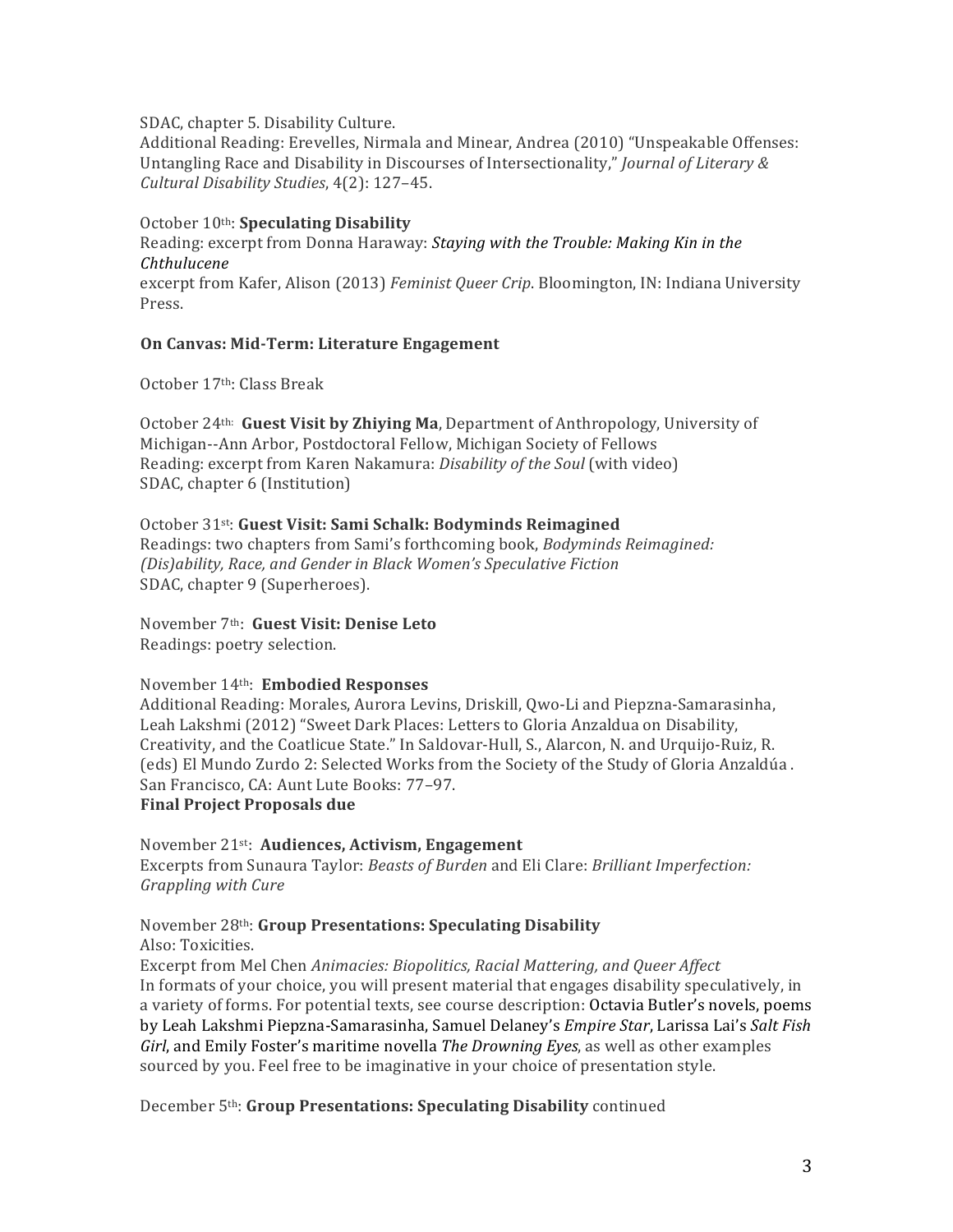SDAC, chapter 5. Disability Culture.
Additional Reading: Erevelles, Nirmala and Minear, Andrea (2010) "Unspeakable Offenses: Untangling Race and Disability in Discourses of Intersectionality," *Journal of Literary & Cultural Disability Studies*, 4(2): 127–45.

October 10th: **Speculating Disability**
Reading: excerpt from Donna Haraway: ***Staying with the Trouble: Making Kin in the Chthulucene***
excerpt from Kafer, Alison (2013) *Feminist Queer Crip*. Bloomington, IN: Indiana University Press.

**On Canvas: Mid-Term: Literature Engagement**

October 17th: Class Break

October 24th: **Guest Visit by Zhiying Ma**, Department of Anthropology, University of Michigan--Ann Arbor, Postdoctoral Fellow, Michigan Society of Fellows
Reading: excerpt from Karen Nakamura: *Disability of the Soul* (with video)
SDAC, chapter 6 (Institution)

October 31st: **Guest Visit: Sami Schalk: Bodyminds Reimagined**
Readings: two chapters from Sami's forthcoming book, *Bodyminds Reimagined: (Dis)ability, Race, and Gender in Black Women's Speculative Fiction*
SDAC, chapter 9 (Superheroes).

November 7th: **Guest Visit: Denise Leto**
Readings: poetry selection.

November 14th: **Embodied Responses**
Additional Reading: Morales, Aurora Levins, Driskill, Qwo-Li and Piepzna-Samarasinha, Leah Lakshmi (2012) "Sweet Dark Places: Letters to Gloria Anzaldua on Disability, Creativity, and the Coatlicue State." In Saldovar-Hull, S., Alarcon, N. and Urquijo-Ruiz, R. (eds) El Mundo Zurdo 2: Selected Works from the Society of the Study of Gloria Anzaldúa . San Francisco, CA: Aunt Lute Books: 77–97.
**Final Project Proposals due**

November 21st: **Audiences, Activism, Engagement**
Excerpts from Sunaura Taylor: *Beasts of Burden* and Eli Clare: *Brilliant Imperfection: Grappling with Cure*

November 28th: **Group Presentations: Speculating Disability**
Also: Toxicities.
Excerpt from Mel Chen *Animacies: Biopolitics, Racial Mattering, and Queer Affect*
In formats of your choice, you will present material that engages disability speculatively, in a variety of forms. For potential texts, see course description: Octavia Butler's novels, poems by Leah Lakshmi Piepzna-Samarasinha, Samuel Delaney's *Empire Star*, Larissa Lai's *Salt Fish Girl*, and Emily Foster's maritime novella *The Drowning Eyes*, as well as other examples sourced by you. Feel free to be imaginative in your choice of presentation style.

December 5th: **Group Presentations: Speculating Disability** continued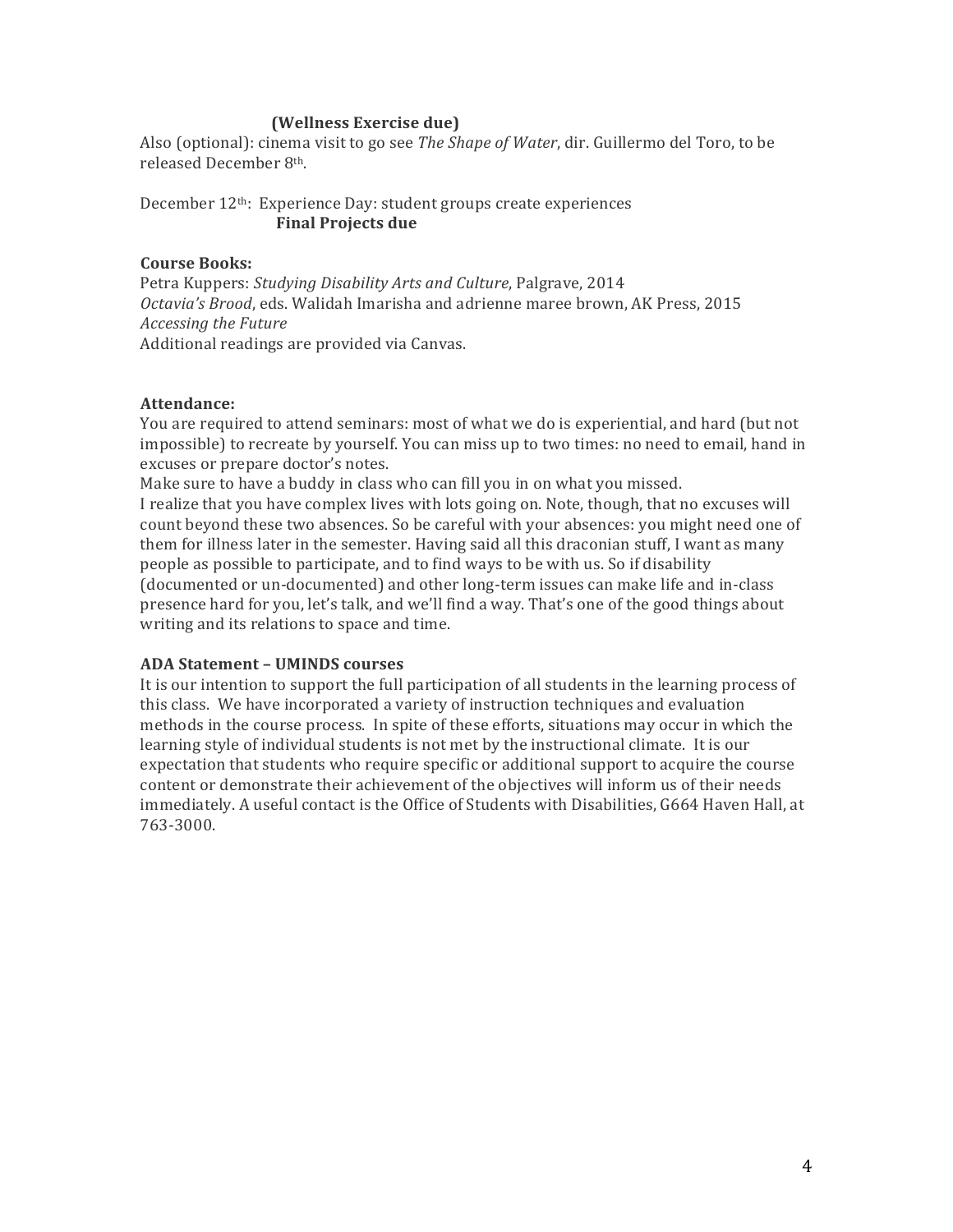**(Wellness Exercise due)**

Also (optional): cinema visit to go see *The Shape of Water*, dir. Guillermo del Toro, to be released December 8th.

December 12th: Experience Day: student groups create experiences
**Final Projects due**

**Course Books:**

Petra Kuppers: *Studying Disability Arts and Culture*, Palgrave, 2014
*Octavia's Brood*, eds. Walidah Imarisha and adrienne maree brown, AK Press, 2015
*Accessing the Future*
Additional readings are provided via Canvas.

**Attendance:**

You are required to attend seminars: most of what we do is experiential, and hard (but not impossible) to recreate by yourself. You can miss up to two times: no need to email, hand in excuses or prepare doctor's notes.
Make sure to have a buddy in class who can fill you in on what you missed.
I realize that you have complex lives with lots going on. Note, though, that no excuses will count beyond these two absences. So be careful with your absences: you might need one of them for illness later in the semester. Having said all this draconian stuff, I want as many people as possible to participate, and to find ways to be with us. So if disability (documented or un-documented) and other long-term issues can make life and in-class presence hard for you, let's talk, and we'll find a way. That's one of the good things about writing and its relations to space and time.

**ADA Statement – UMINDS courses**

It is our intention to support the full participation of all students in the learning process of this class. We have incorporated a variety of instruction techniques and evaluation methods in the course process. In spite of these efforts, situations may occur in which the learning style of individual students is not met by the instructional climate. It is our expectation that students who require specific or additional support to acquire the course content or demonstrate their achievement of the objectives will inform us of their needs immediately. A useful contact is the Office of Students with Disabilities, G664 Haven Hall, at 763-3000.